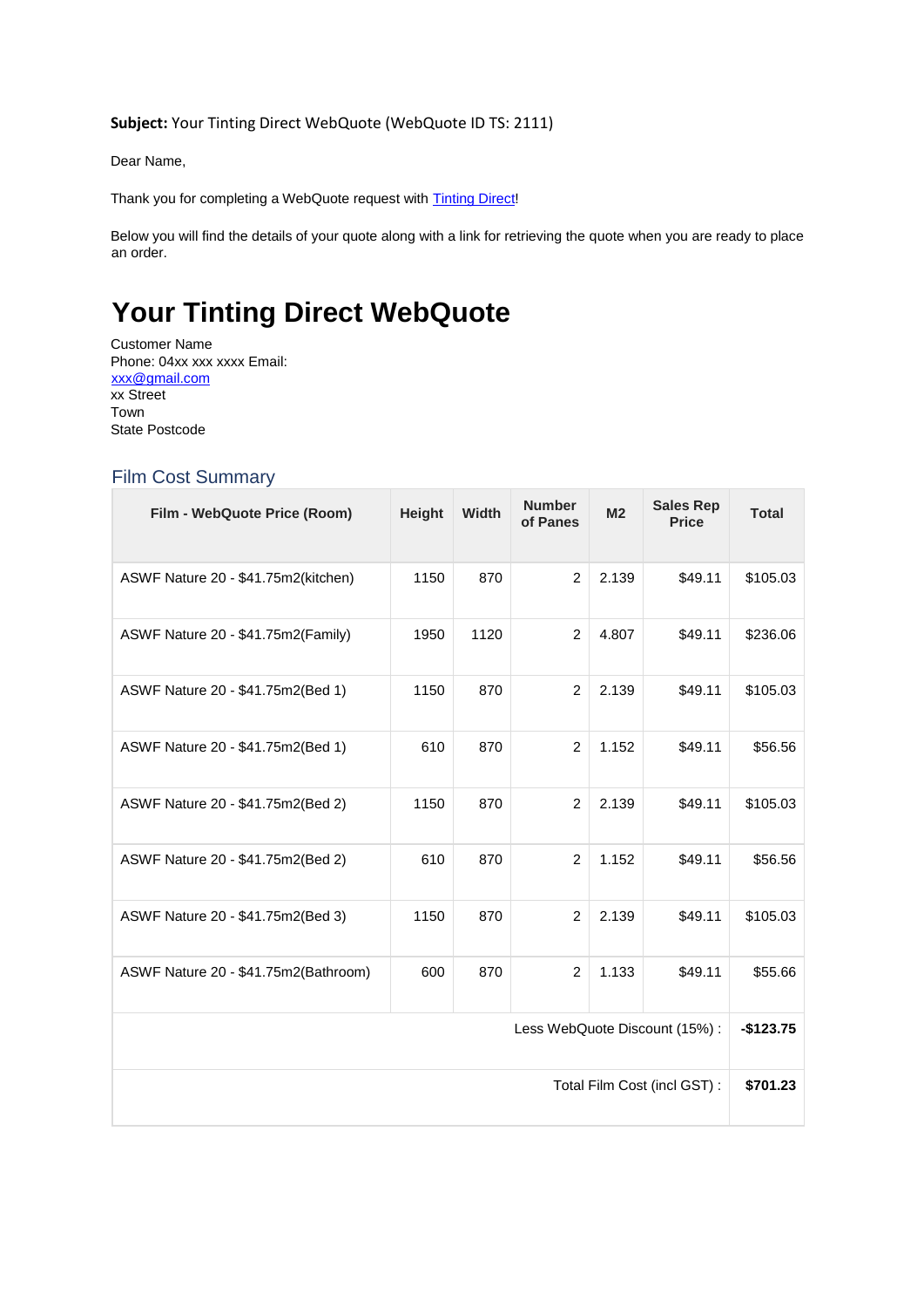**Subject:** Your Tinting Direct WebQuote (WebQuote ID TS: 2111)

Dear Name,

Thank you for completing a WebQuote request with Tinting Direct!

Below you will find the details of your quote along with a link for retrieving the quote when you are ready to place an order.

# Your Tinting Direct WebQuote

Customer Name
Phone: 04xx xxx xxxx Email:
xxx@gmail.com
xx Street
Town
State Postcode

## Film Cost Summary

| Film - WebQuote Price (Room) | Height | Width | Number of Panes | M2 | Sales Rep Price | Total |
|---|---|---|---|---|---|---|
| ASWF Nature 20 - $41.75m2(kitchen) | 1150 | 870 | 2 | 2.139 | $49.11 | $105.03 |
| ASWF Nature 20 - $41.75m2(Family) | 1950 | 1120 | 2 | 4.807 | $49.11 | $236.06 |
| ASWF Nature 20 - $41.75m2(Bed 1) | 1150 | 870 | 2 | 2.139 | $49.11 | $105.03 |
| ASWF Nature 20 - $41.75m2(Bed 1) | 610 | 870 | 2 | 1.152 | $49.11 | $56.56 |
| ASWF Nature 20 - $41.75m2(Bed 2) | 1150 | 870 | 2 | 2.139 | $49.11 | $105.03 |
| ASWF Nature 20 - $41.75m2(Bed 2) | 610 | 870 | 2 | 1.152 | $49.11 | $56.56 |
| ASWF Nature 20 - $41.75m2(Bed 3) | 1150 | 870 | 2 | 2.139 | $49.11 | $105.03 |
| ASWF Nature 20 - $41.75m2(Bathroom) | 600 | 870 | 2 | 1.133 | $49.11 | $55.66 |
| Less WebQuote Discount (15%) : | | | | | | **-$123.75** |
| Total Film Cost (incl GST) : | | | | | | **$701.23** |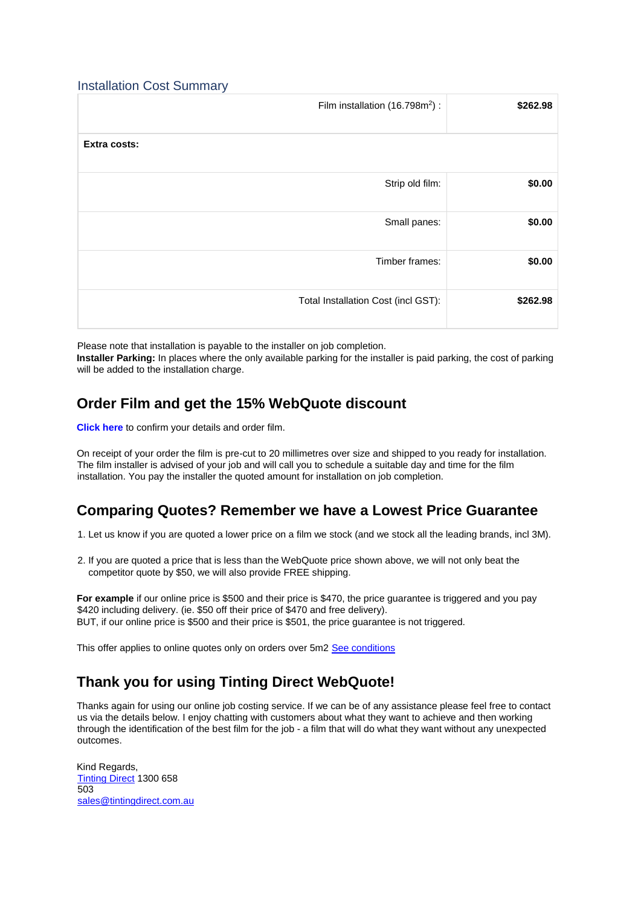## Installation Cost Summary

| | |
|---|---|
| Film installation (16.798m$^2$) : | **$262.98** |
| **Extra costs:** | |
| Strip old film: | **$0.00** |
| Small panes: | **$0.00** |
| Timber frames: | **$0.00** |
| Total Installation Cost (incl GST): | **$262.98** |

Please note that installation is payable to the installer on job completion.
**Installer Parking:** In places where the only available parking for the installer is paid parking, the cost of parking will be added to the installation charge.

## Order Film and get the 15% WebQuote discount

**Click here** to confirm your details and order film.

On receipt of your order the film is pre-cut to 20 millimetres over size and shipped to you ready for installation. The film installer is advised of your job and will call you to schedule a suitable day and time for the film installation. You pay the installer the quoted amount for installation on job completion.

## Comparing Quotes? Remember we have a Lowest Price Guarantee

1. Let us know if you are quoted a lower price on a film we stock (and we stock all the leading brands, incl 3M).
2. If you are quoted a price that is less than the WebQuote price shown above, we will not only beat the competitor quote by $50, we will also provide FREE shipping.

**For example** if our online price is $500 and their price is $470, the price guarantee is triggered and you pay $420 including delivery. (ie. $50 off their price of $470 and free delivery).
BUT, if our online price is $500 and their price is $501, the price guarantee is not triggered.

This offer applies to online quotes only on orders over 5m2 See conditions

## Thank you for using Tinting Direct WebQuote!

Thanks again for using our online job costing service. If we can be of any assistance please feel free to contact us via the details below. I enjoy chatting with customers about what they want to achieve and then working through the identification of the best film for the job - a film that will do what they want without any unexpected outcomes.

Kind Regards,
Tinting Direct 1300 658 503
sales@tintingdirect.com.au